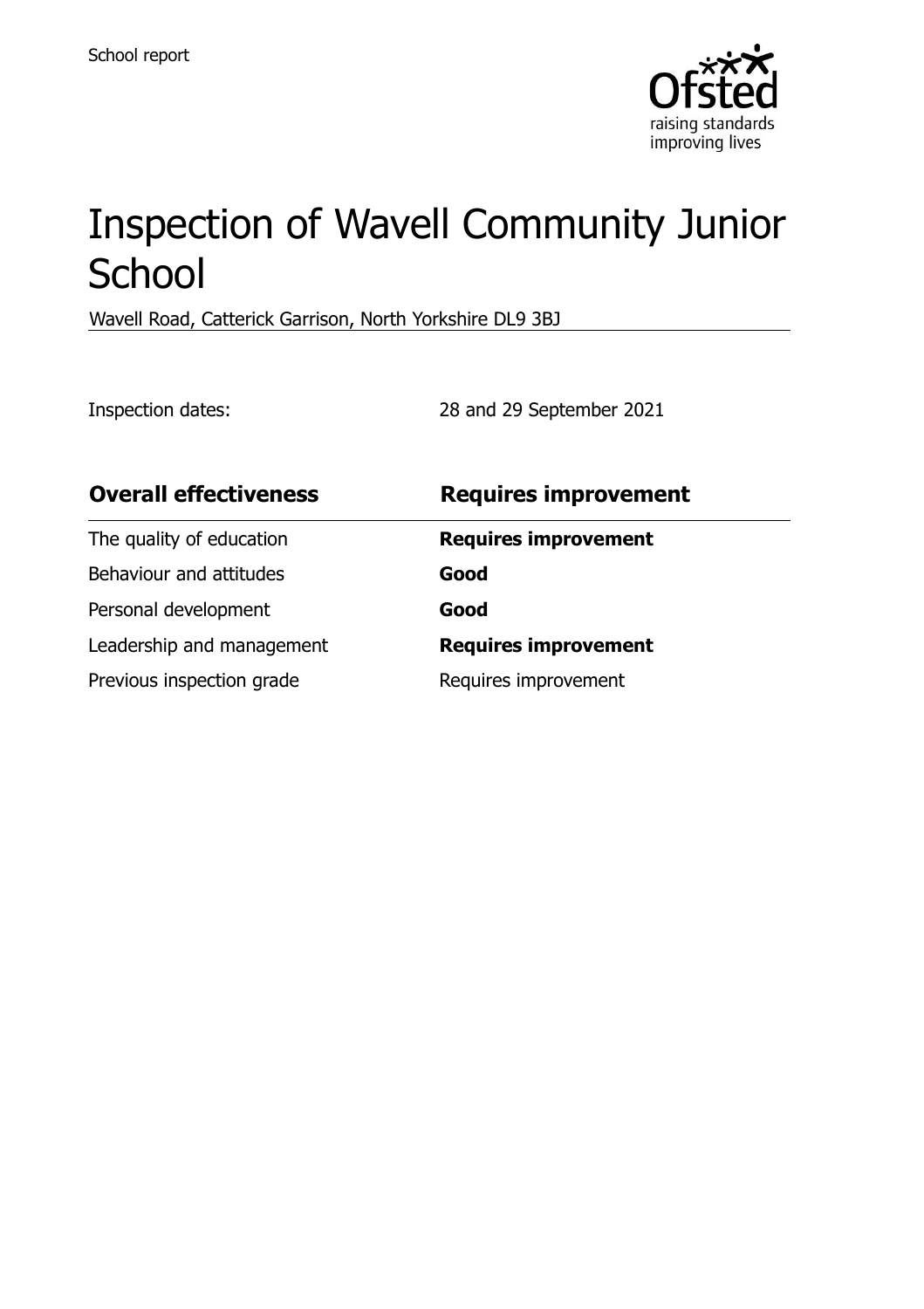School report

# Inspection of Wavell Community Junior School

Wavell Road, Catterick Garrison, North Yorkshire DL9 3BJ

Inspection dates: 28 and 29 September 2021

| **Overall effectiveness** | **Requires improvement** |
| --- | --- |
| The quality of education | **Requires improvement** |
| Behaviour and attitudes | **Good** |
| Personal development | **Good** |
| Leadership and management | **Requires improvement** |
| Previous inspection grade | Requires improvement |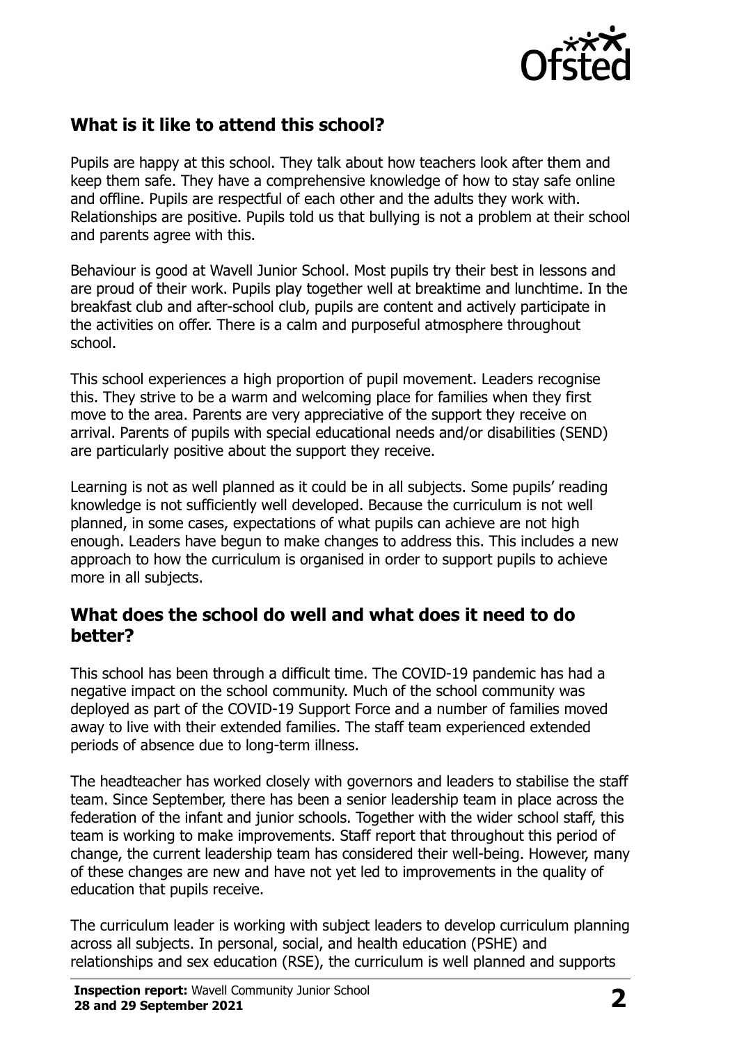## What is it like to attend this school?

Pupils are happy at this school. They talk about how teachers look after them and keep them safe. They have a comprehensive knowledge of how to stay safe online and offline. Pupils are respectful of each other and the adults they work with. Relationships are positive. Pupils told us that bullying is not a problem at their school and parents agree with this.

Behaviour is good at Wavell Junior School. Most pupils try their best in lessons and are proud of their work. Pupils play together well at breaktime and lunchtime. In the breakfast club and after-school club, pupils are content and actively participate in the activities on offer. There is a calm and purposeful atmosphere throughout school.

This school experiences a high proportion of pupil movement. Leaders recognise this. They strive to be a warm and welcoming place for families when they first move to the area. Parents are very appreciative of the support they receive on arrival. Parents of pupils with special educational needs and/or disabilities (SEND) are particularly positive about the support they receive.

Learning is not as well planned as it could be in all subjects. Some pupils' reading knowledge is not sufficiently well developed. Because the curriculum is not well planned, in some cases, expectations of what pupils can achieve are not high enough. Leaders have begun to make changes to address this. This includes a new approach to how the curriculum is organised in order to support pupils to achieve more in all subjects.

## What does the school do well and what does it need to do better?

This school has been through a difficult time. The COVID-19 pandemic has had a negative impact on the school community. Much of the school community was deployed as part of the COVID-19 Support Force and a number of families moved away to live with their extended families. The staff team experienced extended periods of absence due to long-term illness.

The headteacher has worked closely with governors and leaders to stabilise the staff team. Since September, there has been a senior leadership team in place across the federation of the infant and junior schools. Together with the wider school staff, this team is working to make improvements. Staff report that throughout this period of change, the current leadership team has considered their well-being. However, many of these changes are new and have not yet led to improvements in the quality of education that pupils receive.

The curriculum leader is working with subject leaders to develop curriculum planning across all subjects. In personal, social, and health education (PSHE) and relationships and sex education (RSE), the curriculum is well planned and supports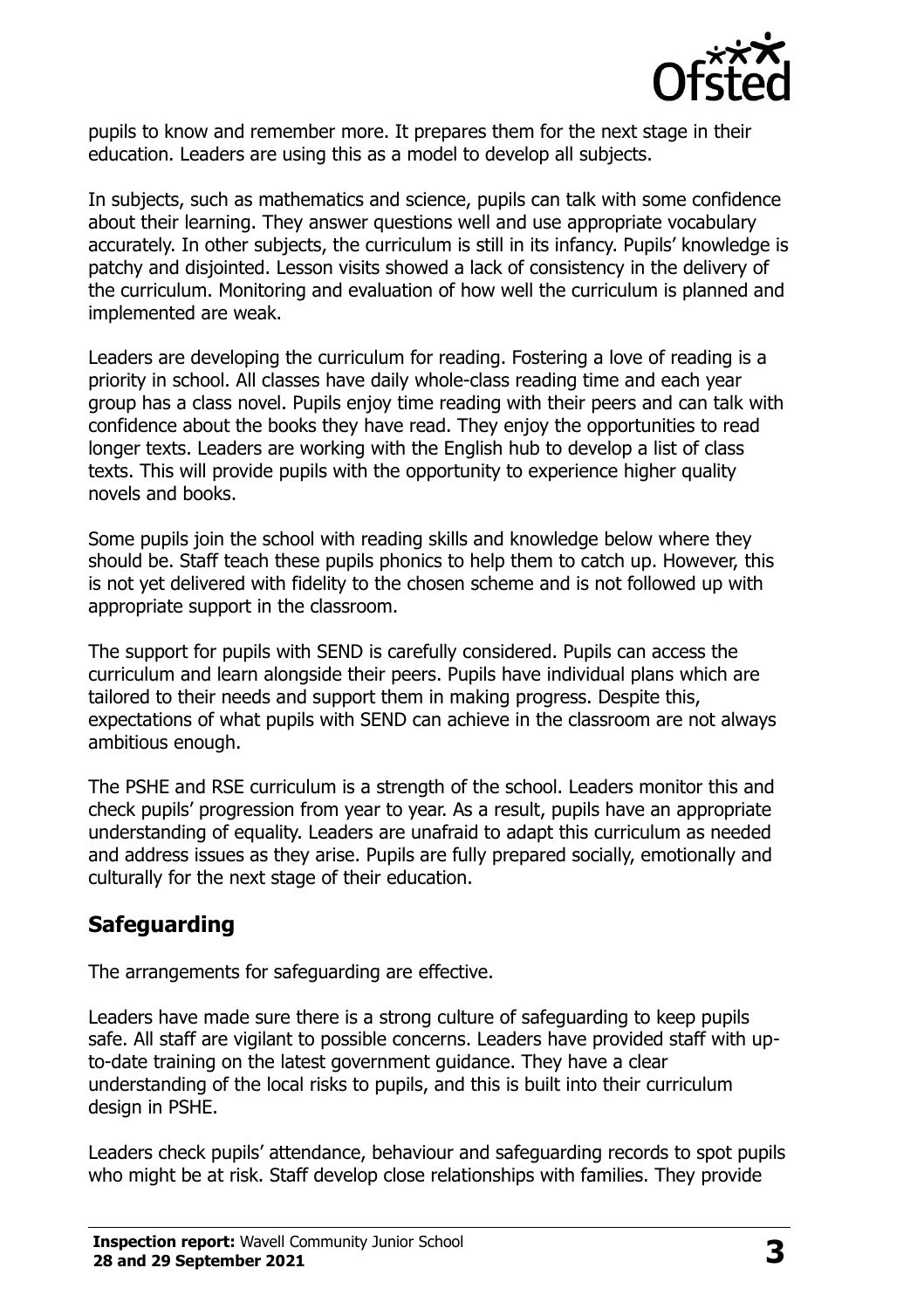pupils to know and remember more. It prepares them for the next stage in their education. Leaders are using this as a model to develop all subjects.

In subjects, such as mathematics and science, pupils can talk with some confidence about their learning. They answer questions well and use appropriate vocabulary accurately. In other subjects, the curriculum is still in its infancy. Pupils' knowledge is patchy and disjointed. Lesson visits showed a lack of consistency in the delivery of the curriculum. Monitoring and evaluation of how well the curriculum is planned and implemented are weak.

Leaders are developing the curriculum for reading. Fostering a love of reading is a priority in school. All classes have daily whole-class reading time and each year group has a class novel. Pupils enjoy time reading with their peers and can talk with confidence about the books they have read. They enjoy the opportunities to read longer texts. Leaders are working with the English hub to develop a list of class texts. This will provide pupils with the opportunity to experience higher quality novels and books.

Some pupils join the school with reading skills and knowledge below where they should be. Staff teach these pupils phonics to help them to catch up. However, this is not yet delivered with fidelity to the chosen scheme and is not followed up with appropriate support in the classroom.

The support for pupils with SEND is carefully considered. Pupils can access the curriculum and learn alongside their peers. Pupils have individual plans which are tailored to their needs and support them in making progress. Despite this, expectations of what pupils with SEND can achieve in the classroom are not always ambitious enough.

The PSHE and RSE curriculum is a strength of the school. Leaders monitor this and check pupils' progression from year to year. As a result, pupils have an appropriate understanding of equality. Leaders are unafraid to adapt this curriculum as needed and address issues as they arise. Pupils are fully prepared socially, emotionally and culturally for the next stage of their education.

## Safeguarding

The arrangements for safeguarding are effective.

Leaders have made sure there is a strong culture of safeguarding to keep pupils safe. All staff are vigilant to possible concerns. Leaders have provided staff with up-to-date training on the latest government guidance. They have a clear understanding of the local risks to pupils, and this is built into their curriculum design in PSHE.

Leaders check pupils' attendance, behaviour and safeguarding records to spot pupils who might be at risk. Staff develop close relationships with families. They provide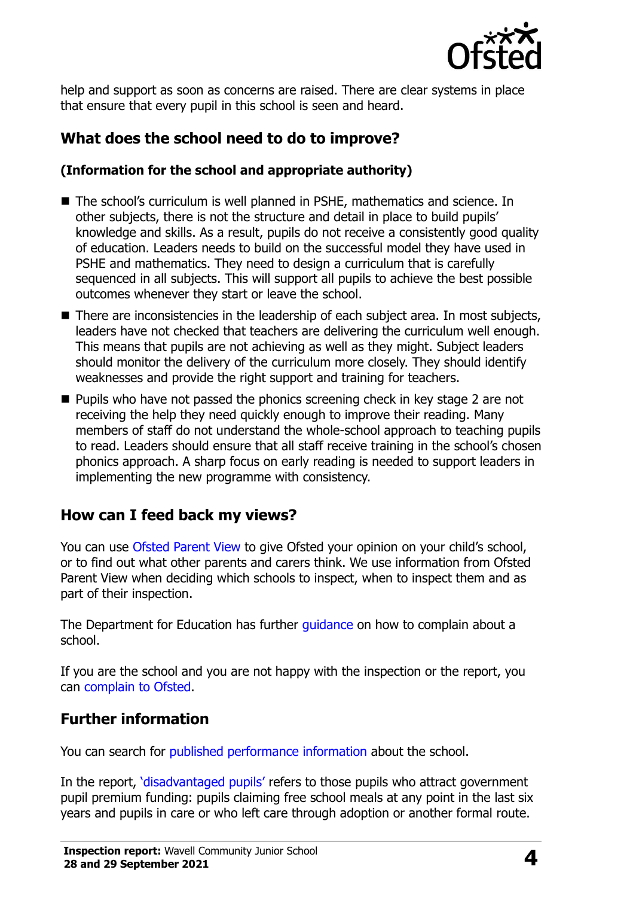help and support as soon as concerns are raised. There are clear systems in place that ensure that every pupil in this school is seen and heard.

## What does the school need to do to improve?

### (Information for the school and appropriate authority)

- The school's curriculum is well planned in PSHE, mathematics and science. In other subjects, there is not the structure and detail in place to build pupils' knowledge and skills. As a result, pupils do not receive a consistently good quality of education. Leaders needs to build on the successful model they have used in PSHE and mathematics. They need to design a curriculum that is carefully sequenced in all subjects. This will support all pupils to achieve the best possible outcomes whenever they start or leave the school.
- There are inconsistencies in the leadership of each subject area. In most subjects, leaders have not checked that teachers are delivering the curriculum well enough. This means that pupils are not achieving as well as they might. Subject leaders should monitor the delivery of the curriculum more closely. They should identify weaknesses and provide the right support and training for teachers.
- Pupils who have not passed the phonics screening check in key stage 2 are not receiving the help they need quickly enough to improve their reading. Many members of staff do not understand the whole-school approach to teaching pupils to read. Leaders should ensure that all staff receive training in the school's chosen phonics approach. A sharp focus on early reading is needed to support leaders in implementing the new programme with consistency.

## How can I feed back my views?

You can use Ofsted Parent View to give Ofsted your opinion on your child's school, or to find out what other parents and carers think. We use information from Ofsted Parent View when deciding which schools to inspect, when to inspect them and as part of their inspection.

The Department for Education has further guidance on how to complain about a school.

If you are the school and you are not happy with the inspection or the report, you can complain to Ofsted.

## Further information

You can search for published performance information about the school.

In the report, 'disadvantaged pupils' refers to those pupils who attract government pupil premium funding: pupils claiming free school meals at any point in the last six years and pupils in care or who left care through adoption or another formal route.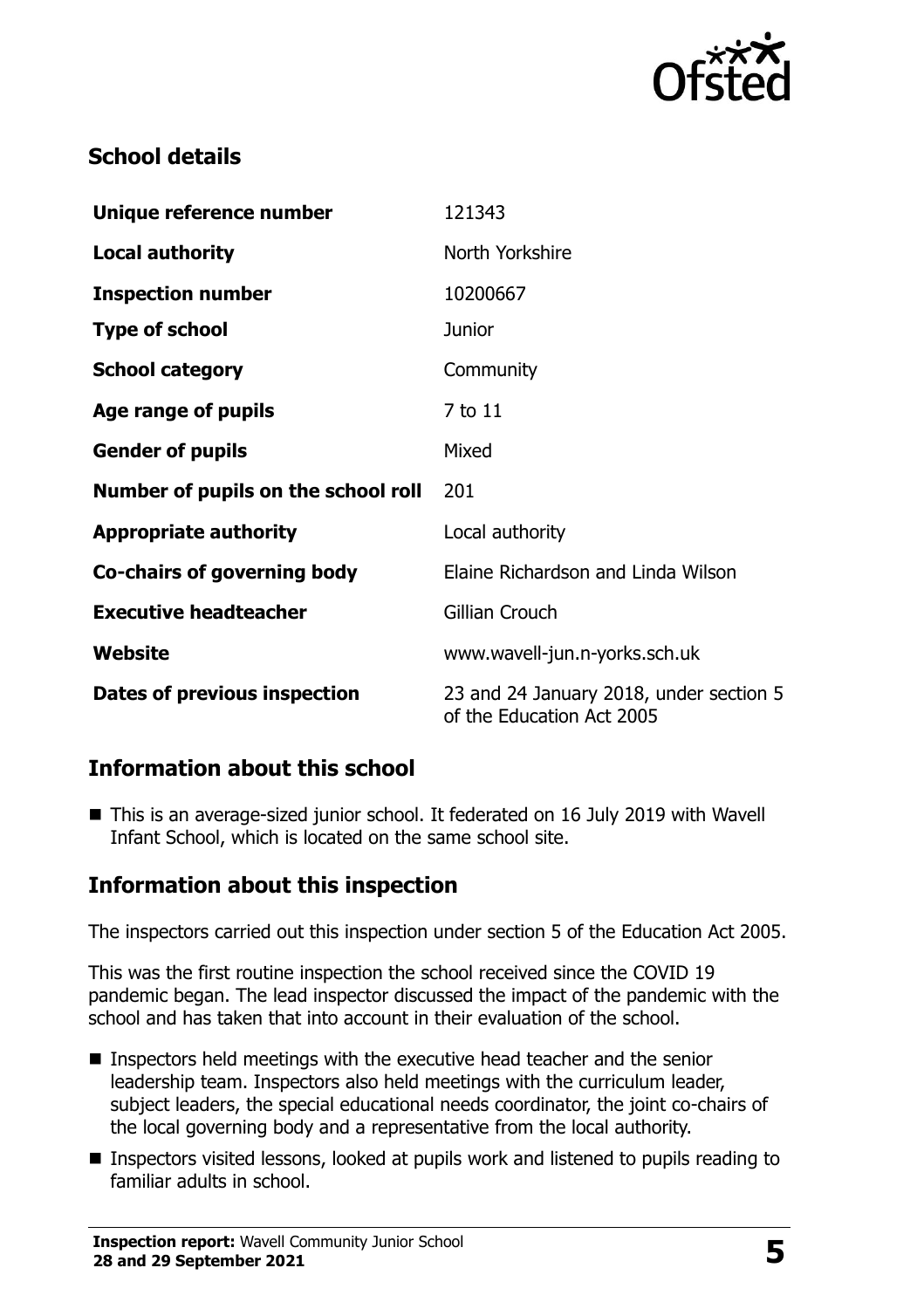## School details

| Unique reference number | 121343 |
|---|---|
| **Local authority** | North Yorkshire |
| **Inspection number** | 10200667 |
| **Type of school** | Junior |
| **School category** | Community |
| **Age range of pupils** | 7 to 11 |
| **Gender of pupils** | Mixed |
| **Number of pupils on the school roll** | 201 |
| **Appropriate authority** | Local authority |
| **Co-chairs of governing body** | Elaine Richardson and Linda Wilson |
| **Executive headteacher** | Gillian Crouch |
| **Website** | www.wavell-jun.n-yorks.sch.uk |
| **Dates of previous inspection** | 23 and 24 January 2018, under section 5 of the Education Act 2005 |

## Information about this school

- This is an average-sized junior school. It federated on 16 July 2019 with Wavell Infant School, which is located on the same school site.

## Information about this inspection

The inspectors carried out this inspection under section 5 of the Education Act 2005.

This was the first routine inspection the school received since the COVID 19 pandemic began. The lead inspector discussed the impact of the pandemic with the school and has taken that into account in their evaluation of the school.

- Inspectors held meetings with the executive head teacher and the senior leadership team. Inspectors also held meetings with the curriculum leader, subject leaders, the special educational needs coordinator, the joint co-chairs of the local governing body and a representative from the local authority.
- Inspectors visited lessons, looked at pupils work and listened to pupils reading to familiar adults in school.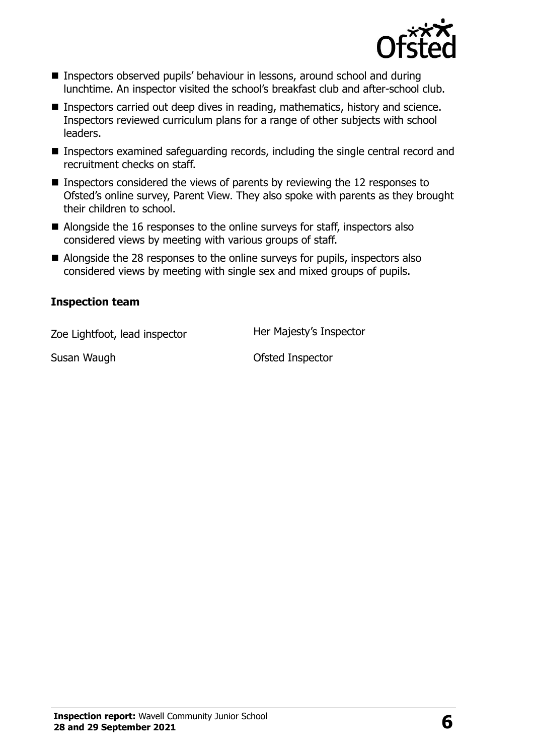- Inspectors observed pupils' behaviour in lessons, around school and during lunchtime. An inspector visited the school's breakfast club and after-school club.
- Inspectors carried out deep dives in reading, mathematics, history and science. Inspectors reviewed curriculum plans for a range of other subjects with school leaders.
- Inspectors examined safeguarding records, including the single central record and recruitment checks on staff.
- Inspectors considered the views of parents by reviewing the 12 responses to Ofsted's online survey, Parent View. They also spoke with parents as they brought their children to school.
- Alongside the 16 responses to the online surveys for staff, inspectors also considered views by meeting with various groups of staff.
- Alongside the 28 responses to the online surveys for pupils, inspectors also considered views by meeting with single sex and mixed groups of pupils.

### Inspection team

| | |
|---|---|
| Zoe Lightfoot, lead inspector | Her Majesty's Inspector |
| Susan Waugh | Ofsted Inspector |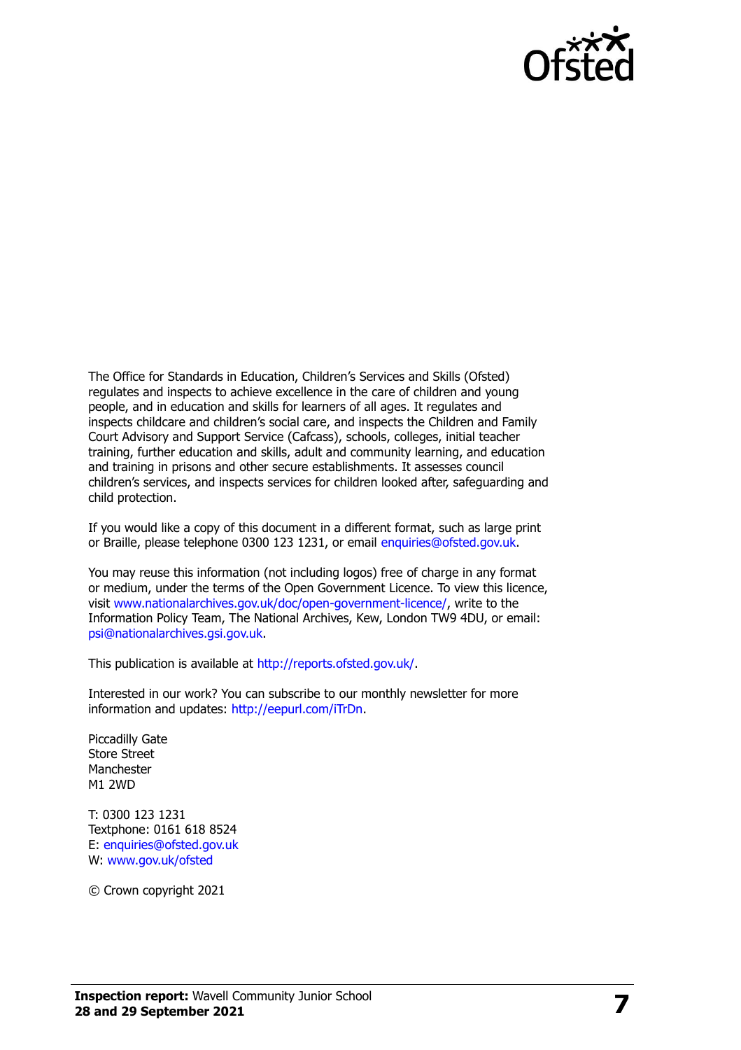The Office for Standards in Education, Children's Services and Skills (Ofsted) regulates and inspects to achieve excellence in the care of children and young people, and in education and skills for learners of all ages. It regulates and inspects childcare and children's social care, and inspects the Children and Family Court Advisory and Support Service (Cafcass), schools, colleges, initial teacher training, further education and skills, adult and community learning, and education and training in prisons and other secure establishments. It assesses council children's services, and inspects services for children looked after, safeguarding and child protection.

If you would like a copy of this document in a different format, such as large print or Braille, please telephone 0300 123 1231, or email enquiries@ofsted.gov.uk.

You may reuse this information (not including logos) free of charge in any format or medium, under the terms of the Open Government Licence. To view this licence, visit www.nationalarchives.gov.uk/doc/open-government-licence/, write to the Information Policy Team, The National Archives, Kew, London TW9 4DU, or email: psi@nationalarchives.gsi.gov.uk.

This publication is available at http://reports.ofsted.gov.uk/.

Interested in our work? You can subscribe to our monthly newsletter for more information and updates: http://eepurl.com/iTrDn.

Piccadilly Gate
Store Street
Manchester
M1 2WD

T: 0300 123 1231
Textphone: 0161 618 8524
E: enquiries@ofsted.gov.uk
W: www.gov.uk/ofsted

© Crown copyright 2021